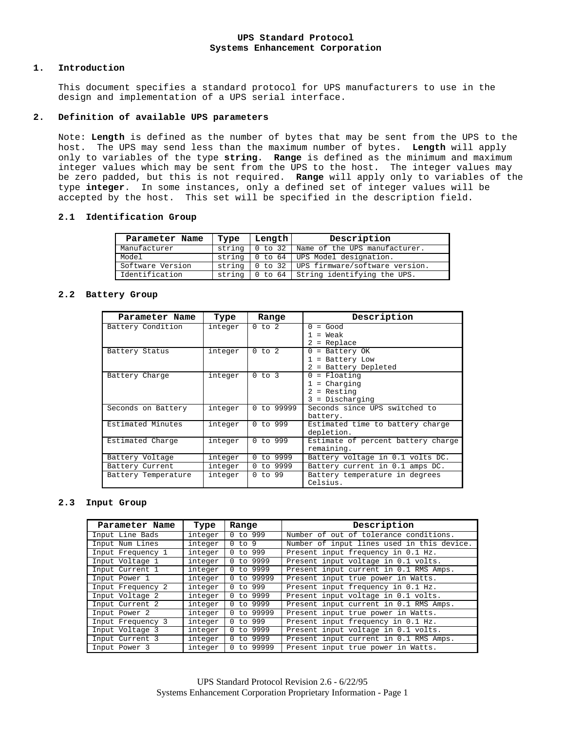**UPS Standard Protocol**
**Systems Enhancement Corporation**

## 1. Introduction

This document specifies a standard protocol for UPS manufacturers to use in the design and implementation of a UPS serial interface.

## 2. Definition of available UPS parameters

Note: **Length** is defined as the number of bytes that may be sent from the UPS to the host. The UPS may send less than the maximum number of bytes. **Length** will apply only to variables of the type **string**. **Range** is defined as the minimum and maximum integer values which may be sent from the UPS to the host. The integer values may be zero padded, but this is not required. **Range** will apply only to variables of the type **integer**. In some instances, only a defined set of integer values will be accepted by the host. This set will be specified in the description field.

### 2.1 Identification Group

| Parameter Name | Type | Length | Description |
|---|---|---|---|
| Manufacturer | string | 0 to 32 | Name of the UPS manufacturer. |
| Model | string | 0 to 64 | UPS Model designation. |
| Software Version | string | 0 to 32 | UPS firmware/software version. |
| Identification | string | 0 to 64 | String identifying the UPS. |

### 2.2 Battery Group

| Parameter Name | Type | Range | Description |
|---|---|---|---|
| Battery Condition | integer | 0 to 2 | 0 = Good<br>1 = Weak<br>2 = Replace |
| Battery Status | integer | 0 to 2 | 0 = Battery OK<br>1 = Battery Low<br>2 = Battery Depleted |
| Battery Charge | integer | 0 to 3 | 0 = Floating<br>1 = Charging<br>2 = Resting<br>3 = Discharging |
| Seconds on Battery | integer | 0 to 99999 | Seconds since UPS switched to battery. |
| Estimated Minutes | integer | 0 to 999 | Estimated time to battery charge depletion. |
| Estimated Charge | integer | 0 to 999 | Estimate of percent battery charge remaining. |
| Battery Voltage | integer | 0 to 9999 | Battery voltage in 0.1 volts DC. |
| Battery Current | integer | 0 to 9999 | Battery current in 0.1 amps DC. |
| Battery Temperature | integer | 0 to 99 | Battery temperature in degrees Celsius. |

### 2.3 Input Group

| Parameter Name | Type | Range | Description |
|---|---|---|---|
| Input Line Bads | integer | 0 to 999 | Number of out of tolerance conditions. |
| Input Num Lines | integer | 0 to 9 | Number of input lines used in this device. |
| Input Frequency 1 | integer | 0 to 999 | Present input frequency in 0.1 Hz. |
| Input Voltage 1 | integer | 0 to 9999 | Present input voltage in 0.1 volts. |
| Input Current 1 | integer | 0 to 9999 | Present input current in 0.1 RMS Amps. |
| Input Power 1 | integer | 0 to 99999 | Present input true power in Watts. |
| Input Frequency 2 | integer | 0 to 999 | Present input frequency in 0.1 Hz. |
| Input Voltage 2 | integer | 0 to 9999 | Present input voltage in 0.1 volts. |
| Input Current 2 | integer | 0 to 9999 | Present input current in 0.1 RMS Amps. |
| Input Power 2 | integer | 0 to 99999 | Present input true power in Watts. |
| Input Frequency 3 | integer | 0 to 999 | Present input frequency in 0.1 Hz. |
| Input Voltage 3 | integer | 0 to 9999 | Present input voltage in 0.1 volts. |
| Input Current 3 | integer | 0 to 9999 | Present input current in 0.1 RMS Amps. |
| Input Power 3 | integer | 0 to 99999 | Present input true power in Watts. |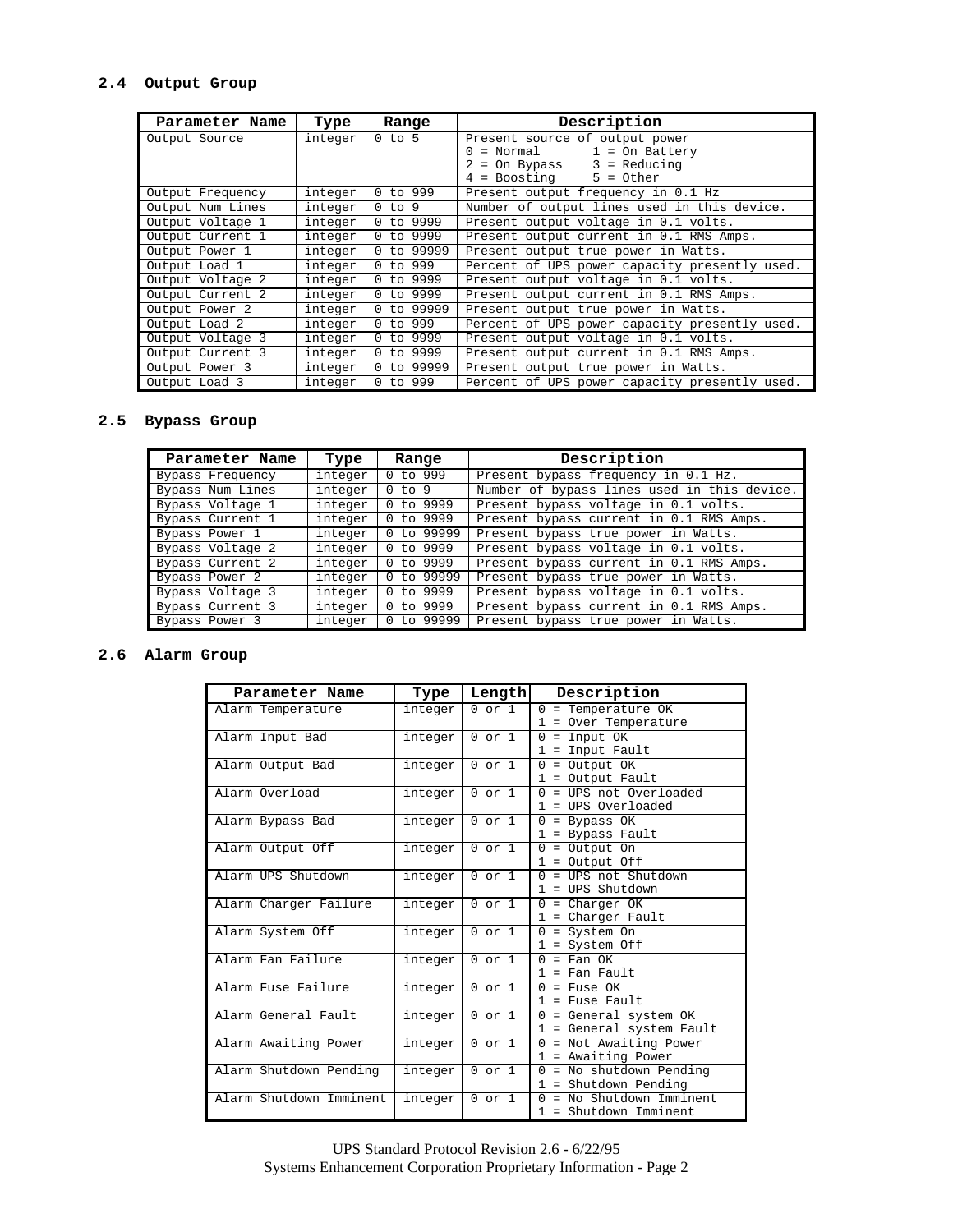## 2.4 Output Group

| Parameter Name | Type | Range | Description |
|---|---|---|---|
| Output Source | integer | 0 to 5 | Present source of output power<br>0 = Normal 1 = On Battery<br>2 = On Bypass 3 = Reducing<br>4 = Boosting 5 = Other |
| Output Frequency | integer | 0 to 999 | Present output frequency in 0.1 Hz |
| Output Num Lines | integer | 0 to 9 | Number of output lines used in this device. |
| Output Voltage 1 | integer | 0 to 9999 | Present output voltage in 0.1 volts. |
| Output Current 1 | integer | 0 to 9999 | Present output current in 0.1 RMS Amps. |
| Output Power 1 | integer | 0 to 99999 | Present output true power in Watts. |
| Output Load 1 | integer | 0 to 999 | Percent of UPS power capacity presently used. |
| Output Voltage 2 | integer | 0 to 9999 | Present output voltage in 0.1 volts. |
| Output Current 2 | integer | 0 to 9999 | Present output current in 0.1 RMS Amps. |
| Output Power 2 | integer | 0 to 99999 | Present output true power in Watts. |
| Output Load 2 | integer | 0 to 999 | Percent of UPS power capacity presently used. |
| Output Voltage 3 | integer | 0 to 9999 | Present output voltage in 0.1 volts. |
| Output Current 3 | integer | 0 to 9999 | Present output current in 0.1 RMS Amps. |
| Output Power 3 | integer | 0 to 99999 | Present output true power in Watts. |
| Output Load 3 | integer | 0 to 999 | Percent of UPS power capacity presently used. |

## 2.5 Bypass Group

| Parameter Name | Type | Range | Description |
|---|---|---|---|
| Bypass Frequency | integer | 0 to 999 | Present bypass frequency in 0.1 Hz. |
| Bypass Num Lines | integer | 0 to 9 | Number of bypass lines used in this device. |
| Bypass Voltage 1 | integer | 0 to 9999 | Present bypass voltage in 0.1 volts. |
| Bypass Current 1 | integer | 0 to 9999 | Present bypass current in 0.1 RMS Amps. |
| Bypass Power 1 | integer | 0 to 99999 | Present bypass true power in Watts. |
| Bypass Voltage 2 | integer | 0 to 9999 | Present bypass voltage in 0.1 volts. |
| Bypass Current 2 | integer | 0 to 9999 | Present bypass current in 0.1 RMS Amps. |
| Bypass Power 2 | integer | 0 to 99999 | Present bypass true power in Watts. |
| Bypass Voltage 3 | integer | 0 to 9999 | Present bypass voltage in 0.1 volts. |
| Bypass Current 3 | integer | 0 to 9999 | Present bypass current in 0.1 RMS Amps. |
| Bypass Power 3 | integer | 0 to 99999 | Present bypass true power in Watts. |

## 2.6 Alarm Group

| Parameter Name | Type | Length | Description |
|---|---|---|---|
| Alarm Temperature | integer | 0 or 1 | 0 = Temperature OK<br>1 = Over Temperature |
| Alarm Input Bad | integer | 0 or 1 | 0 = Input OK<br>1 = Input Fault |
| Alarm Output Bad | integer | 0 or 1 | 0 = Output OK<br>1 = Output Fault |
| Alarm Overload | integer | 0 or 1 | 0 = UPS not Overloaded<br>1 = UPS Overloaded |
| Alarm Bypass Bad | integer | 0 or 1 | 0 = Bypass OK<br>1 = Bypass Fault |
| Alarm Output Off | integer | 0 or 1 | 0 = Output On<br>1 = Output Off |
| Alarm UPS Shutdown | integer | 0 or 1 | 0 = UPS not Shutdown<br>1 = UPS Shutdown |
| Alarm Charger Failure | integer | 0 or 1 | 0 = Charger OK<br>1 = Charger Fault |
| Alarm System Off | integer | 0 or 1 | 0 = System On<br>1 = System Off |
| Alarm Fan Failure | integer | 0 or 1 | 0 = Fan OK<br>1 = Fan Fault |
| Alarm Fuse Failure | integer | 0 or 1 | 0 = Fuse OK<br>1 = Fuse Fault |
| Alarm General Fault | integer | 0 or 1 | 0 = General system OK<br>1 = General system Fault |
| Alarm Awaiting Power | integer | 0 or 1 | 0 = Not Awaiting Power<br>1 = Awaiting Power |
| Alarm Shutdown Pending | integer | 0 or 1 | 0 = No shutdown Pending<br>1 = Shutdown Pending |
| Alarm Shutdown Imminent | integer | 0 or 1 | 0 = No Shutdown Imminent<br>1 = Shutdown Imminent |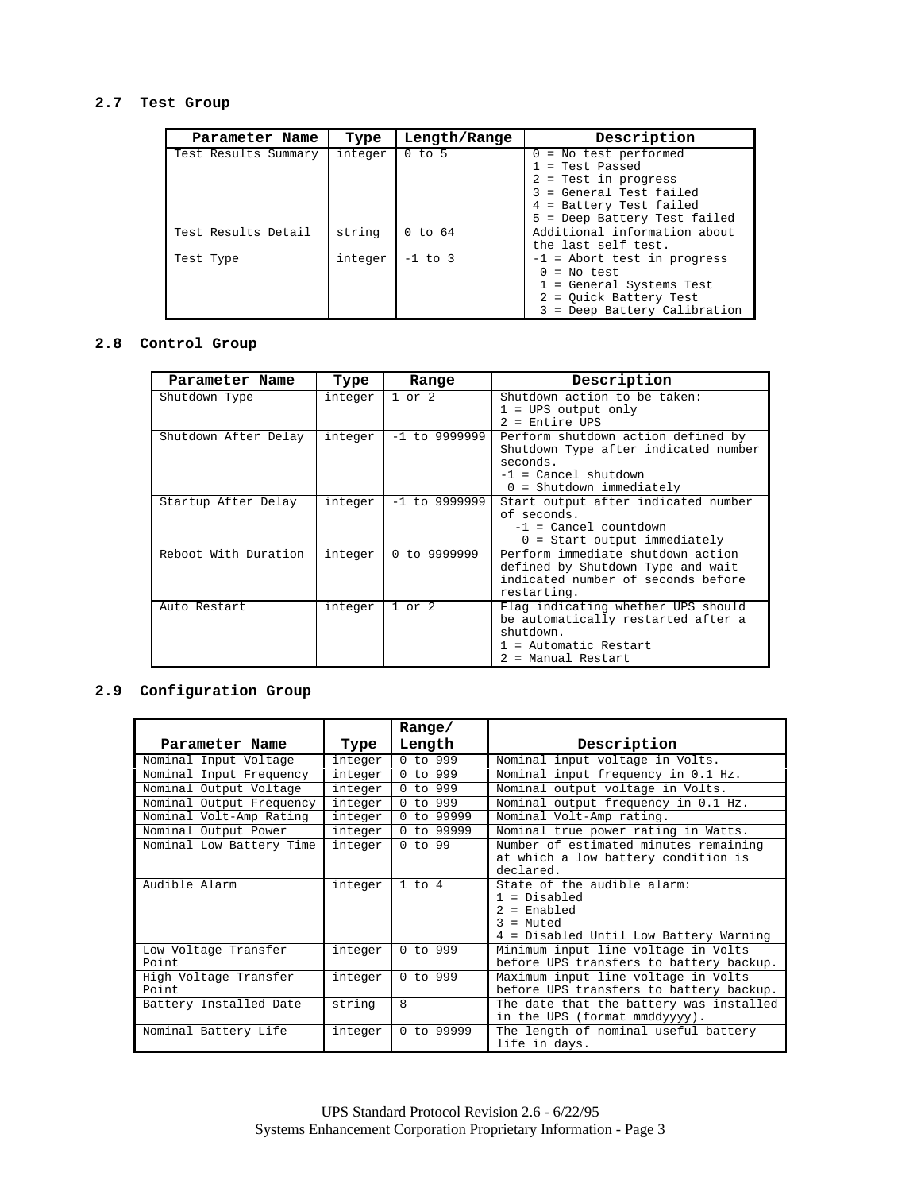## 2.7 Test Group

| Parameter Name | Type | Length/Range | Description |
|---|---|---|---|
| Test Results Summary | integer | 0 to 5 | 0 = No test performed<br>1 = Test Passed<br>2 = Test in progress<br>3 = General Test failed<br>4 = Battery Test failed<br>5 = Deep Battery Test failed |
| Test Results Detail | string | 0 to 64 | Additional information about the last self test. |
| Test Type | integer | -1 to 3 | -1 = Abort test in progress<br>0 = No test<br>1 = General Systems Test<br>2 = Quick Battery Test<br>3 = Deep Battery Calibration |

## 2.8 Control Group

| Parameter Name | Type | Range | Description |
|---|---|---|---|
| Shutdown Type | integer | 1 or 2 | Shutdown action to be taken:<br>1 = UPS output only<br>2 = Entire UPS |
| Shutdown After Delay | integer | -1 to 9999999 | Perform shutdown action defined by Shutdown Type after indicated number seconds.<br>-1 = Cancel shutdown<br>0 = Shutdown immediately |
| Startup After Delay | integer | -1 to 9999999 | Start output after indicated number of seconds.<br>-1 = Cancel countdown<br>0 = Start output immediately |
| Reboot With Duration | integer | 0 to 9999999 | Perform immediate shutdown action defined by Shutdown Type and wait indicated number of seconds before restarting. |
| Auto Restart | integer | 1 or 2 | Flag indicating whether UPS should be automatically restarted after a shutdown.<br>1 = Automatic Restart<br>2 = Manual Restart |

## 2.9 Configuration Group

| Parameter Name | Type | Range/ Length | Description |
|---|---|---|---|
| Nominal Input Voltage | integer | 0 to 999 | Nominal input voltage in Volts. |
| Nominal Input Frequency | integer | 0 to 999 | Nominal input frequency in 0.1 Hz. |
| Nominal Output Voltage | integer | 0 to 999 | Nominal output voltage in Volts. |
| Nominal Output Frequency | integer | 0 to 999 | Nominal output frequency in 0.1 Hz. |
| Nominal Volt-Amp Rating | integer | 0 to 99999 | Nominal Volt-Amp rating. |
| Nominal Output Power | integer | 0 to 99999 | Nominal true power rating in Watts. |
| Nominal Low Battery Time | integer | 0 to 99 | Number of estimated minutes remaining at which a low battery condition is declared. |
| Audible Alarm | integer | 1 to 4 | State of the audible alarm:<br>1 = Disabled<br>2 = Enabled<br>3 = Muted<br>4 = Disabled Until Low Battery Warning |
| Low Voltage Transfer Point | integer | 0 to 999 | Minimum input line voltage in Volts before UPS transfers to battery backup. |
| High Voltage Transfer Point | integer | 0 to 999 | Maximum input line voltage in Volts before UPS transfers to battery backup. |
| Battery Installed Date | string | 8 | The date that the battery was installed in the UPS (format mmddyyyy). |
| Nominal Battery Life | integer | 0 to 99999 | The length of nominal useful battery life in days. |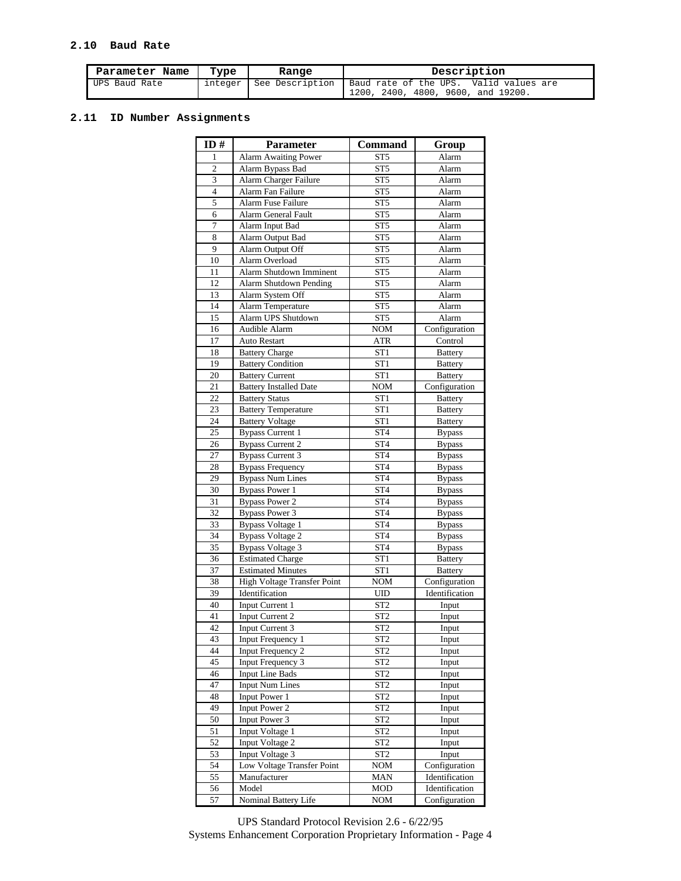### 2.10 Baud Rate

| Parameter Name | Type | Range | Description |
|---|---|---|---|
| UPS Baud Rate | integer | See Description | Baud rate of the UPS. Valid values are 1200, 2400, 4800, 9600, and 19200. |

### 2.11 ID Number Assignments

| ID # | Parameter | Command | Group |
|---|---|---|---|
| 1 | Alarm Awaiting Power | ST5 | Alarm |
| 2 | Alarm Bypass Bad | ST5 | Alarm |
| 3 | Alarm Charger Failure | ST5 | Alarm |
| 4 | Alarm Fan Failure | ST5 | Alarm |
| 5 | Alarm Fuse Failure | ST5 | Alarm |
| 6 | Alarm General Fault | ST5 | Alarm |
| 7 | Alarm Input Bad | ST5 | Alarm |
| 8 | Alarm Output Bad | ST5 | Alarm |
| 9 | Alarm Output Off | ST5 | Alarm |
| 10 | Alarm Overload | ST5 | Alarm |
| 11 | Alarm Shutdown Imminent | ST5 | Alarm |
| 12 | Alarm Shutdown Pending | ST5 | Alarm |
| 13 | Alarm System Off | ST5 | Alarm |
| 14 | Alarm Temperature | ST5 | Alarm |
| 15 | Alarm UPS Shutdown | ST5 | Alarm |
| 16 | Audible Alarm | NOM | Configuration |
| 17 | Auto Restart | ATR | Control |
| 18 | Battery Charge | ST1 | Battery |
| 19 | Battery Condition | ST1 | Battery |
| 20 | Battery Current | ST1 | Battery |
| 21 | Battery Installed Date | NOM | Configuration |
| 22 | Battery Status | ST1 | Battery |
| 23 | Battery Temperature | ST1 | Battery |
| 24 | Battery Voltage | ST1 | Battery |
| 25 | Bypass Current 1 | ST4 | Bypass |
| 26 | Bypass Current 2 | ST4 | Bypass |
| 27 | Bypass Current 3 | ST4 | Bypass |
| 28 | Bypass Frequency | ST4 | Bypass |
| 29 | Bypass Num Lines | ST4 | Bypass |
| 30 | Bypass Power 1 | ST4 | Bypass |
| 31 | Bypass Power 2 | ST4 | Bypass |
| 32 | Bypass Power 3 | ST4 | Bypass |
| 33 | Bypass Voltage 1 | ST4 | Bypass |
| 34 | Bypass Voltage 2 | ST4 | Bypass |
| 35 | Bypass Voltage 3 | ST4 | Bypass |
| 36 | Estimated Charge | ST1 | Battery |
| 37 | Estimated Minutes | ST1 | Battery |
| 38 | High Voltage Transfer Point | NOM | Configuration |
| 39 | Identification | UID | Identification |
| 40 | Input Current 1 | ST2 | Input |
| 41 | Input Current 2 | ST2 | Input |
| 42 | Input Current 3 | ST2 | Input |
| 43 | Input Frequency 1 | ST2 | Input |
| 44 | Input Frequency 2 | ST2 | Input |
| 45 | Input Frequency 3 | ST2 | Input |
| 46 | Input Line Bads | ST2 | Input |
| 47 | Input Num Lines | ST2 | Input |
| 48 | Input Power 1 | ST2 | Input |
| 49 | Input Power 2 | ST2 | Input |
| 50 | Input Power 3 | ST2 | Input |
| 51 | Input Voltage 1 | ST2 | Input |
| 52 | Input Voltage 2 | ST2 | Input |
| 53 | Input Voltage 3 | ST2 | Input |
| 54 | Low Voltage Transfer Point | NOM | Configuration |
| 55 | Manufacturer | MAN | Identification |
| 56 | Model | MOD | Identification |
| 57 | Nominal Battery Life | NOM | Configuration |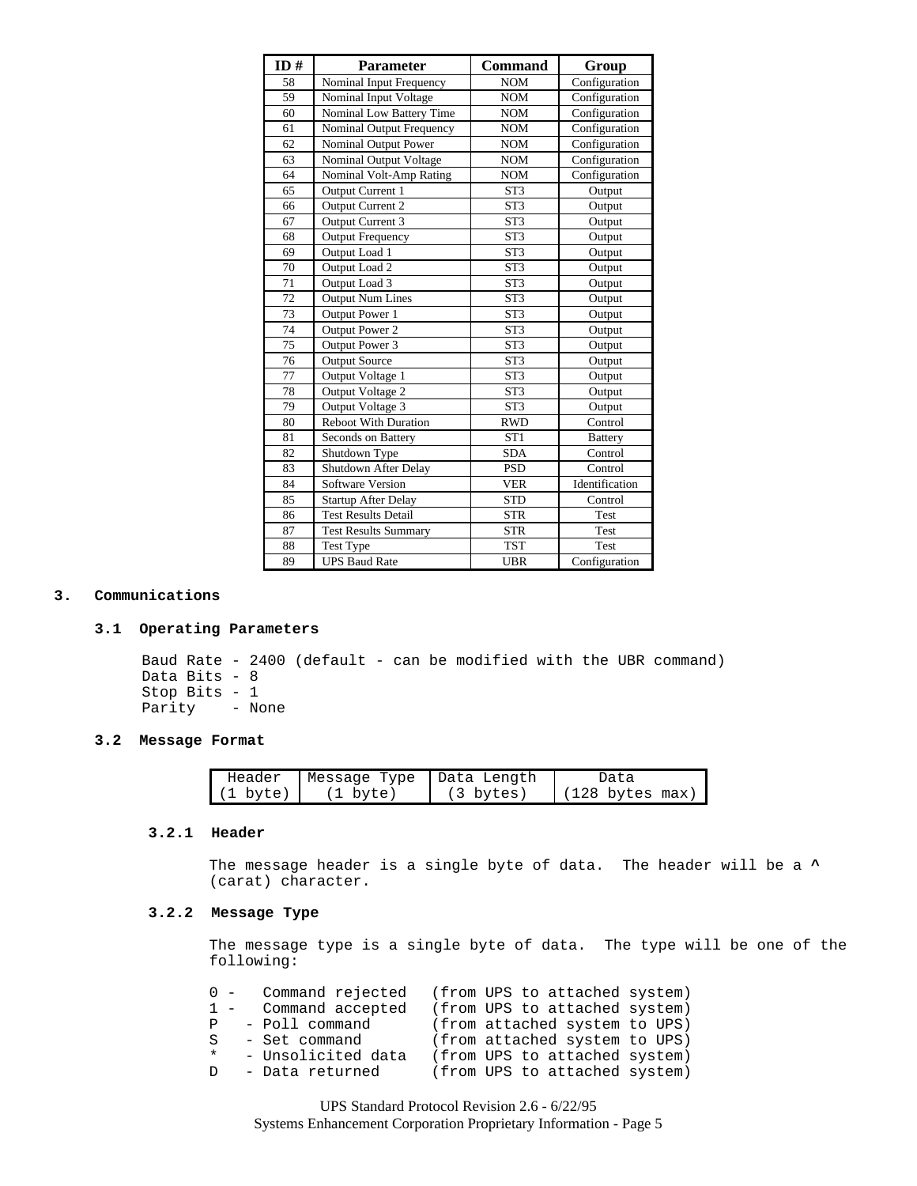| ID # | Parameter | Command | Group |
|---|---|---|---|
| 58 | Nominal Input Frequency | NOM | Configuration |
| 59 | Nominal Input Voltage | NOM | Configuration |
| 60 | Nominal Low Battery Time | NOM | Configuration |
| 61 | Nominal Output Frequency | NOM | Configuration |
| 62 | Nominal Output Power | NOM | Configuration |
| 63 | Nominal Output Voltage | NOM | Configuration |
| 64 | Nominal Volt-Amp Rating | NOM | Configuration |
| 65 | Output Current 1 | ST3 | Output |
| 66 | Output Current 2 | ST3 | Output |
| 67 | Output Current 3 | ST3 | Output |
| 68 | Output Frequency | ST3 | Output |
| 69 | Output Load 1 | ST3 | Output |
| 70 | Output Load 2 | ST3 | Output |
| 71 | Output Load 3 | ST3 | Output |
| 72 | Output Num Lines | ST3 | Output |
| 73 | Output Power 1 | ST3 | Output |
| 74 | Output Power 2 | ST3 | Output |
| 75 | Output Power 3 | ST3 | Output |
| 76 | Output Source | ST3 | Output |
| 77 | Output Voltage 1 | ST3 | Output |
| 78 | Output Voltage 2 | ST3 | Output |
| 79 | Output Voltage 3 | ST3 | Output |
| 80 | Reboot With Duration | RWD | Control |
| 81 | Seconds on Battery | ST1 | Battery |
| 82 | Shutdown Type | SDA | Control |
| 83 | Shutdown After Delay | PSD | Control |
| 84 | Software Version | VER | Identification |
| 85 | Startup After Delay | STD | Control |
| 86 | Test Results Detail | STR | Test |
| 87 | Test Results Summary | STR | Test |
| 88 | Test Type | TST | Test |
| 89 | UPS Baud Rate | UBR | Configuration |

# 3. Communications

## 3.1 Operating Parameters

Baud Rate - 2400 (default - can be modified with the UBR command)
Data Bits - 8
Stop Bits - 1
Parity - None

## 3.2 Message Format

| Header (1 byte) | Message Type (1 byte) | Data Length (3 bytes) | Data (128 bytes max) |
|---|---|---|---|

### 3.2.1 Header

The message header is a single byte of data. The header will be a **^** (carat) character.

### 3.2.2 Message Type

The message type is a single byte of data. The type will be one of the following:

```
0 -   Command rejected   (from UPS to attached system)
1 -   Command accepted   (from UPS to attached system)
P   - Poll command       (from attached system to UPS)
S   - Set command        (from attached system to UPS)
*   - Unsolicited data   (from UPS to attached system)
D   - Data returned      (from UPS to attached system)
```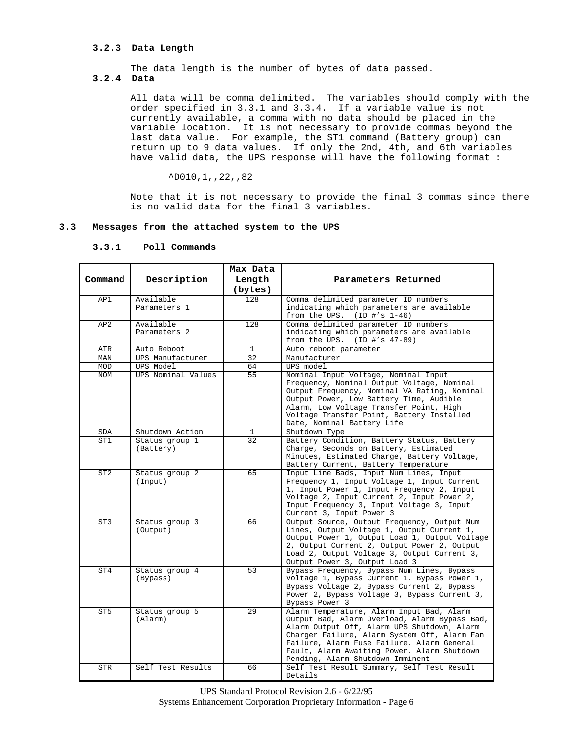### 3.2.3 Data Length

The data length is the number of bytes of data passed.

### 3.2.4 Data

All data will be comma delimited. The variables should comply with the order specified in 3.3.1 and 3.3.4. If a variable value is not currently available, a comma with no data should be placed in the variable location. It is not necessary to provide commas beyond the last data value. For example, the ST1 command (Battery group) can return up to 9 data values. If only the 2nd, 4th, and 6th variables have valid data, the UPS response will have the following format :

```
^D010,1,,22,,82
```

Note that it is not necessary to provide the final 3 commas since there is no valid data for the final 3 variables.

## 3.3 Messages from the attached system to the UPS

### 3.3.1 Poll Commands

| Command | Description | Max Data Length (bytes) | Parameters Returned |
|---|---|---|---|
| AP1 | Available Parameters 1 | 128 | Comma delimited parameter ID numbers indicating which parameters are available from the UPS. (ID #'s 1-46) |
| AP2 | Available Parameters 2 | 128 | Comma delimited parameter ID numbers indicating which parameters are available from the UPS. (ID #'s 47-89) |
| ATR | Auto Reboot | 1 | Auto reboot parameter |
| MAN | UPS Manufacturer | 32 | Manufacturer |
| MOD | UPS Model | 64 | UPS model |
| NOM | UPS Nominal Values | 55 | Nominal Input Voltage, Nominal Input Frequency, Nominal Output Voltage, Nominal Output Frequency, Nominal VA Rating, Nominal Output Power, Low Battery Time, Audible Alarm, Low Voltage Transfer Point, High Voltage Transfer Point, Battery Installed Date, Nominal Battery Life |
| SDA | Shutdown Action | 1 | Shutdown Type |
| ST1 | Status group 1 (Battery) | 32 | Battery Condition, Battery Status, Battery Charge, Seconds on Battery, Estimated Minutes, Estimated Charge, Battery Voltage, Battery Current, Battery Temperature |
| ST2 | Status group 2 (Input) | 65 | Input Line Bads, Input Num Lines, Input Frequency 1, Input Voltage 1, Input Current 1, Input Power 1, Input Frequency 2, Input Voltage 2, Input Current 2, Input Power 2, Input Frequency 3, Input Voltage 3, Input Current 3, Input Power 3 |
| ST3 | Status group 3 (Output) | 66 | Output Source, Output Frequency, Output Num Lines, Output Voltage 1, Output Current 1, Output Power 1, Output Load 1, Output Voltage 2, Output Current 2, Output Power 2, Output Load 2, Output Voltage 3, Output Current 3, Output Power 3, Output Load 3 |
| ST4 | Status group 4 (Bypass) | 53 | Bypass Frequency, Bypass Num Lines, Bypass Voltage 1, Bypass Current 1, Bypass Power 1, Bypass Voltage 2, Bypass Current 2, Bypass Power 2, Bypass Voltage 3, Bypass Current 3, Bypass Power 3 |
| ST5 | Status group 5 (Alarm) | 29 | Alarm Temperature, Alarm Input Bad, Alarm Output Bad, Alarm Overload, Alarm Bypass Bad, Alarm Output Off, Alarm UPS Shutdown, Alarm Charger Failure, Alarm System Off, Alarm Fan Failure, Alarm Fuse Failure, Alarm General Fault, Alarm Awaiting Power, Alarm Shutdown Pending, Alarm Shutdown Imminent |
| STR | Self Test Results | 66 | Self Test Result Summary, Self Test Result Details |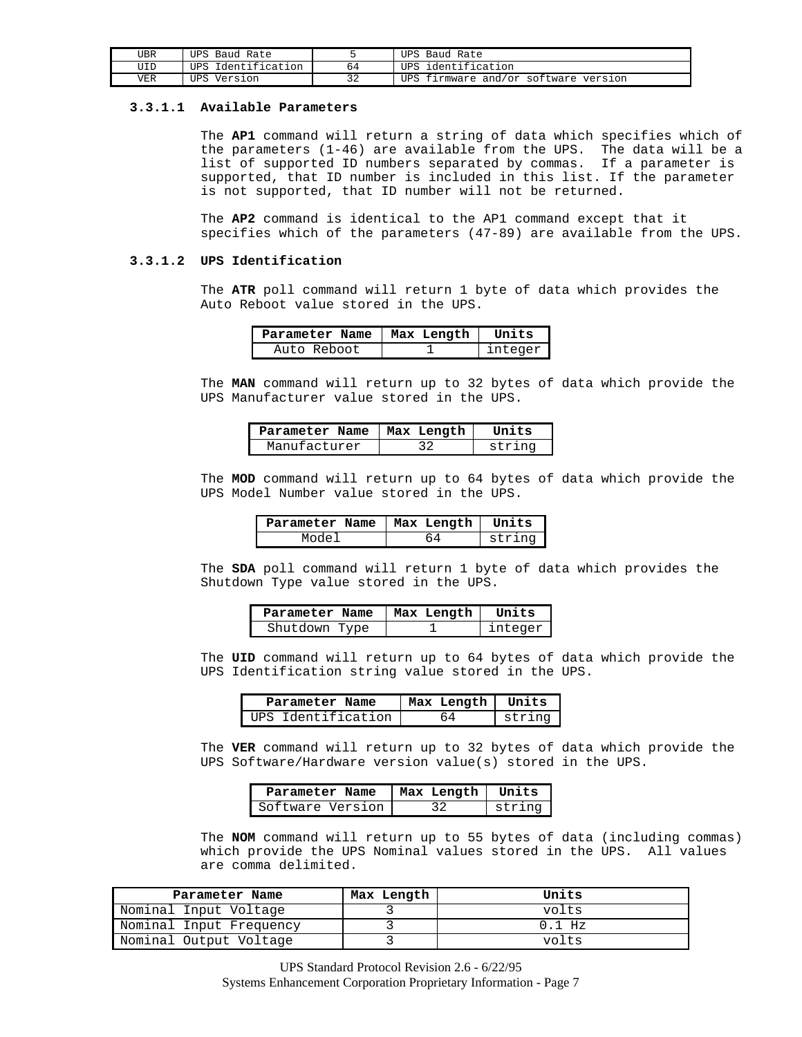| UBR | UPS Baud Rate | 5 | UPS Baud Rate |
|---|---|---|---|
| UID | UPS Identification | 64 | UPS identification |
| VER | UPS Version | 32 | UPS firmware and/or software version |

#### 3.3.1.1 Available Parameters

The **AP1** command will return a string of data which specifies which of the parameters (1-46) are available from the UPS. The data will be a list of supported ID numbers separated by commas. If a parameter is supported, that ID number is included in this list. If the parameter is not supported, that ID number will not be returned.

The **AP2** command is identical to the AP1 command except that it specifies which of the parameters (47-89) are available from the UPS.

#### 3.3.1.2 UPS Identification

The **ATR** poll command will return 1 byte of data which provides the Auto Reboot value stored in the UPS.

| Parameter Name | Max Length | Units |
|---|---|---|
| Auto Reboot | 1 | integer |

The **MAN** command will return up to 32 bytes of data which provide the UPS Manufacturer value stored in the UPS.

| Parameter Name | Max Length | Units |
|---|---|---|
| Manufacturer | 32 | string |

The **MOD** command will return up to 64 bytes of data which provide the UPS Model Number value stored in the UPS.

| Parameter Name | Max Length | Units |
|---|---|---|
| Model | 64 | string |

The **SDA** poll command will return 1 byte of data which provides the Shutdown Type value stored in the UPS.

| Parameter Name | Max Length | Units |
|---|---|---|
| Shutdown Type | 1 | integer |

The **UID** command will return up to 64 bytes of data which provide the UPS Identification string value stored in the UPS.

| Parameter Name | Max Length | Units |
|---|---|---|
| UPS Identification | 64 | string |

The **VER** command will return up to 32 bytes of data which provide the UPS Software/Hardware version value(s) stored in the UPS.

| Parameter Name | Max Length | Units |
|---|---|---|
| Software Version | 32 | string |

The **NOM** command will return up to 55 bytes of data (including commas) which provide the UPS Nominal values stored in the UPS. All values are comma delimited.

| Parameter Name | Max Length | Units |
|---|---|---|
| Nominal Input Voltage | 3 | volts |
| Nominal Input Frequency | 3 | 0.1 Hz |
| Nominal Output Voltage | 3 | volts |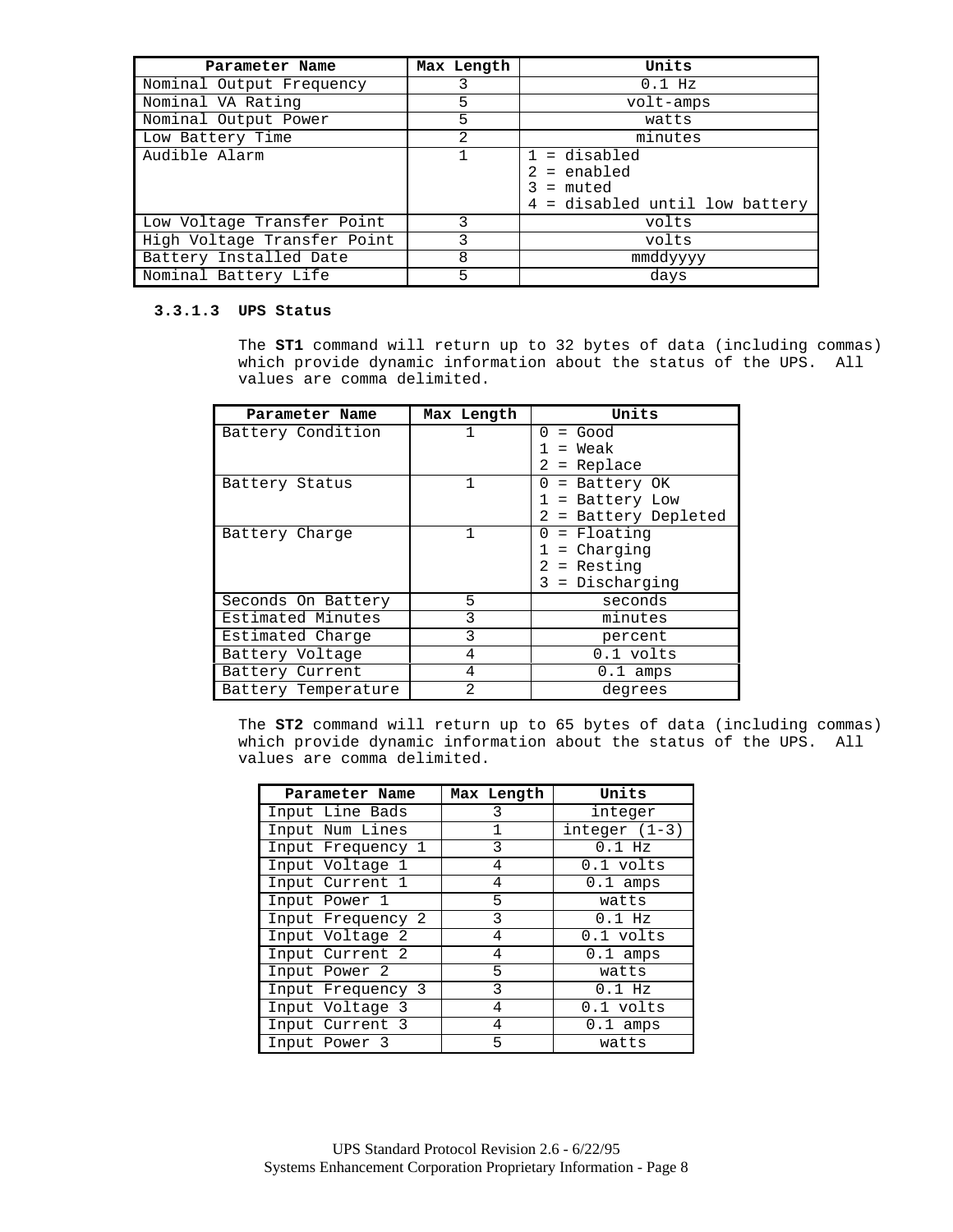| Parameter Name | Max Length | Units |
|---|---|---|
| Nominal Output Frequency | 3 | 0.1 Hz |
| Nominal VA Rating | 5 | volt-amps |
| Nominal Output Power | 5 | watts |
| Low Battery Time | 2 | minutes |
| Audible Alarm | 1 | 1 = disabled<br>2 = enabled<br>3 = muted<br>4 = disabled until low battery |
| Low Voltage Transfer Point | 3 | volts |
| High Voltage Transfer Point | 3 | volts |
| Battery Installed Date | 8 | mmddyyyy |
| Nominal Battery Life | 5 | days |

#### 3.3.1.3 UPS Status

The **ST1** command will return up to 32 bytes of data (including commas) which provide dynamic information about the status of the UPS. All values are comma delimited.

| Parameter Name | Max Length | Units |
|---|---|---|
| Battery Condition | 1 | 0 = Good<br>1 = Weak<br>2 = Replace |
| Battery Status | 1 | 0 = Battery OK<br>1 = Battery Low<br>2 = Battery Depleted |
| Battery Charge | 1 | 0 = Floating<br>1 = Charging<br>2 = Resting<br>3 = Discharging |
| Seconds On Battery | 5 | seconds |
| Estimated Minutes | 3 | minutes |
| Estimated Charge | 3 | percent |
| Battery Voltage | 4 | 0.1 volts |
| Battery Current | 4 | 0.1 amps |
| Battery Temperature | 2 | degrees |

The **ST2** command will return up to 65 bytes of data (including commas) which provide dynamic information about the status of the UPS. All values are comma delimited.

| Parameter Name | Max Length | Units |
|---|---|---|
| Input Line Bads | 3 | integer |
| Input Num Lines | 1 | integer (1-3) |
| Input Frequency 1 | 3 | 0.1 Hz |
| Input Voltage 1 | 4 | 0.1 volts |
| Input Current 1 | 4 | 0.1 amps |
| Input Power 1 | 5 | watts |
| Input Frequency 2 | 3 | 0.1 Hz |
| Input Voltage 2 | 4 | 0.1 volts |
| Input Current 2 | 4 | 0.1 amps |
| Input Power 2 | 5 | watts |
| Input Frequency 3 | 3 | 0.1 Hz |
| Input Voltage 3 | 4 | 0.1 volts |
| Input Current 3 | 4 | 0.1 amps |
| Input Power 3 | 5 | watts |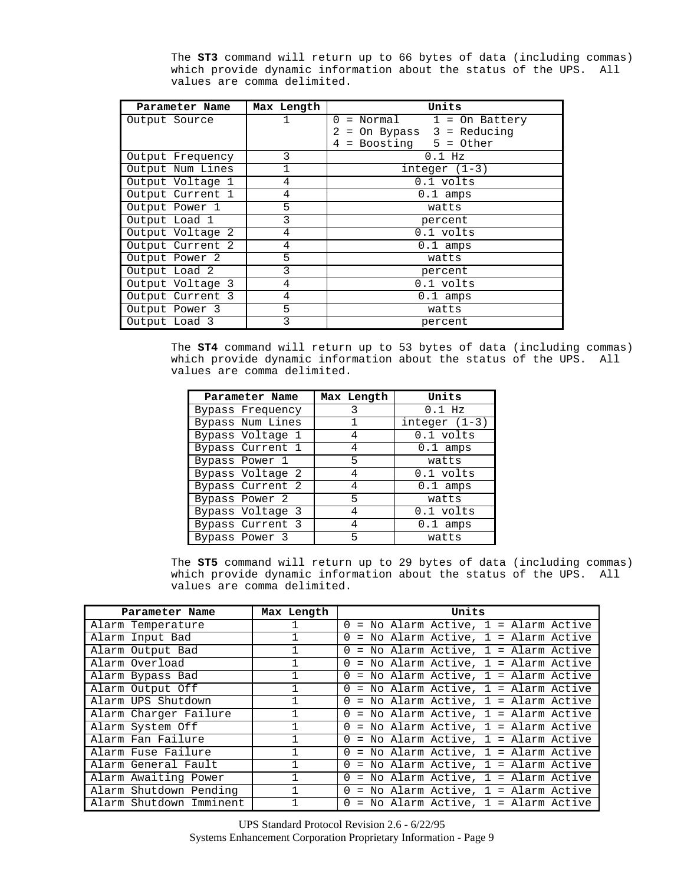The **ST3** command will return up to 66 bytes of data (including commas) which provide dynamic information about the status of the UPS. All values are comma delimited.

| Parameter Name | Max Length | Units |
|---|---|---|
| Output Source | 1 | 0 = Normal 1 = On Battery<br>2 = On Bypass 3 = Reducing<br>4 = Boosting 5 = Other |
| Output Frequency | 3 | 0.1 Hz |
| Output Num Lines | 1 | integer (1-3) |
| Output Voltage 1 | 4 | 0.1 volts |
| Output Current 1 | 4 | 0.1 amps |
| Output Power 1 | 5 | watts |
| Output Load 1 | 3 | percent |
| Output Voltage 2 | 4 | 0.1 volts |
| Output Current 2 | 4 | 0.1 amps |
| Output Power 2 | 5 | watts |
| Output Load 2 | 3 | percent |
| Output Voltage 3 | 4 | 0.1 volts |
| Output Current 3 | 4 | 0.1 amps |
| Output Power 3 | 5 | watts |
| Output Load 3 | 3 | percent |

The **ST4** command will return up to 53 bytes of data (including commas) which provide dynamic information about the status of the UPS. All values are comma delimited.

| Parameter Name | Max Length | Units |
|---|---|---|
| Bypass Frequency | 3 | 0.1 Hz |
| Bypass Num Lines | 1 | integer (1-3) |
| Bypass Voltage 1 | 4 | 0.1 volts |
| Bypass Current 1 | 4 | 0.1 amps |
| Bypass Power 1 | 5 | watts |
| Bypass Voltage 2 | 4 | 0.1 volts |
| Bypass Current 2 | 4 | 0.1 amps |
| Bypass Power 2 | 5 | watts |
| Bypass Voltage 3 | 4 | 0.1 volts |
| Bypass Current 3 | 4 | 0.1 amps |
| Bypass Power 3 | 5 | watts |

The **ST5** command will return up to 29 bytes of data (including commas) which provide dynamic information about the status of the UPS. All values are comma delimited.

| Parameter Name | Max Length | Units |
|---|---|---|
| Alarm Temperature | 1 | 0 = No Alarm Active, 1 = Alarm Active |
| Alarm Input Bad | 1 | 0 = No Alarm Active, 1 = Alarm Active |
| Alarm Output Bad | 1 | 0 = No Alarm Active, 1 = Alarm Active |
| Alarm Overload | 1 | 0 = No Alarm Active, 1 = Alarm Active |
| Alarm Bypass Bad | 1 | 0 = No Alarm Active, 1 = Alarm Active |
| Alarm Output Off | 1 | 0 = No Alarm Active, 1 = Alarm Active |
| Alarm UPS Shutdown | 1 | 0 = No Alarm Active, 1 = Alarm Active |
| Alarm Charger Failure | 1 | 0 = No Alarm Active, 1 = Alarm Active |
| Alarm System Off | 1 | 0 = No Alarm Active, 1 = Alarm Active |
| Alarm Fan Failure | 1 | 0 = No Alarm Active, 1 = Alarm Active |
| Alarm Fuse Failure | 1 | 0 = No Alarm Active, 1 = Alarm Active |
| Alarm General Fault | 1 | 0 = No Alarm Active, 1 = Alarm Active |
| Alarm Awaiting Power | 1 | 0 = No Alarm Active, 1 = Alarm Active |
| Alarm Shutdown Pending | 1 | 0 = No Alarm Active, 1 = Alarm Active |
| Alarm Shutdown Imminent | 1 | 0 = No Alarm Active, 1 = Alarm Active |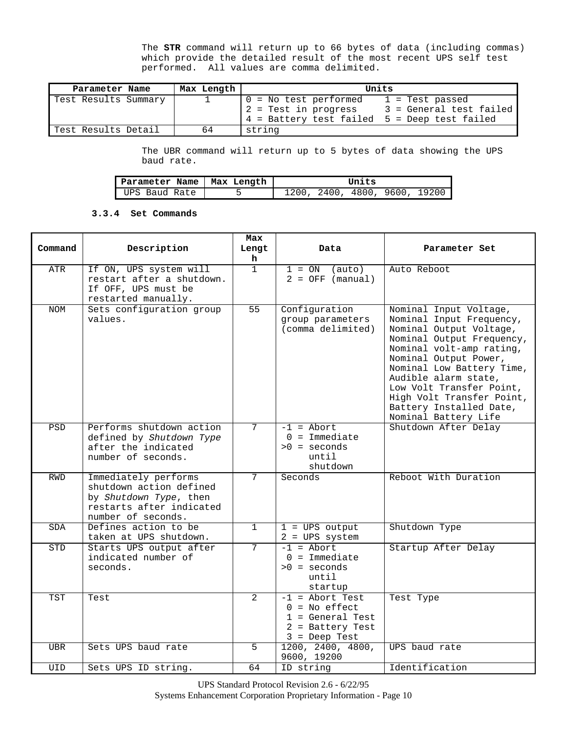The **STR** command will return up to 66 bytes of data (including commas) which provide the detailed result of the most recent UPS self test performed. All values are comma delimited.

| Parameter Name | Max Length | Units |
|---|---|---|
| Test Results Summary | 1 | 0 = No test performed 1 = Test passed<br>2 = Test in progress 3 = General test failed<br>4 = Battery test failed 5 = Deep test failed |
| Test Results Detail | 64 | string |

The UBR command will return up to 5 bytes of data showing the UPS baud rate.

| Parameter Name | Max Length | Units |
|---|---|---|
| UPS Baud Rate | 5 | 1200, 2400, 4800, 9600, 19200 |

### 3.3.4 Set Commands

| Command | Description | Max Length | Data | Parameter Set |
|---|---|---|---|---|
| ATR | If ON, UPS system will restart after a shutdown. If OFF, UPS must be restarted manually. | 1 | 1 = ON (auto)<br>2 = OFF (manual) | Auto Reboot |
| NOM | Sets configuration group values. | 55 | Configuration group parameters (comma delimited) | Nominal Input Voltage, Nominal Input Frequency, Nominal Output Voltage, Nominal Output Frequency, Nominal volt-amp rating, Nominal Output Power, Nominal Low Battery Time, Audible alarm state, Low Volt Transfer Point, High Volt Transfer Point, Battery Installed Date, Nominal Battery Life |
| PSD | Performs shutdown action defined by *Shutdown Type* after the indicated number of seconds. | 7 | -1 = Abort<br>0 = Immediate<br>>0 = seconds until shutdown | Shutdown After Delay |
| RWD | Immediately performs shutdown action defined by *Shutdown Type*, then restarts after indicated number of seconds. | 7 | Seconds | Reboot With Duration |
| SDA | Defines action to be taken at UPS shutdown. | 1 | 1 = UPS output<br>2 = UPS system | Shutdown Type |
| STD | Starts UPS output after indicated number of seconds. | 7 | -1 = Abort<br>0 = Immediate<br>>0 = seconds until startup | Startup After Delay |
| TST | Test | 2 | -1 = Abort Test<br>0 = No effect<br>1 = General Test<br>2 = Battery Test<br>3 = Deep Test | Test Type |
| UBR | Sets UPS baud rate | 5 | 1200, 2400, 4800, 9600, 19200 | UPS baud rate |
| UID | Sets UPS ID string. | 64 | ID string | Identification |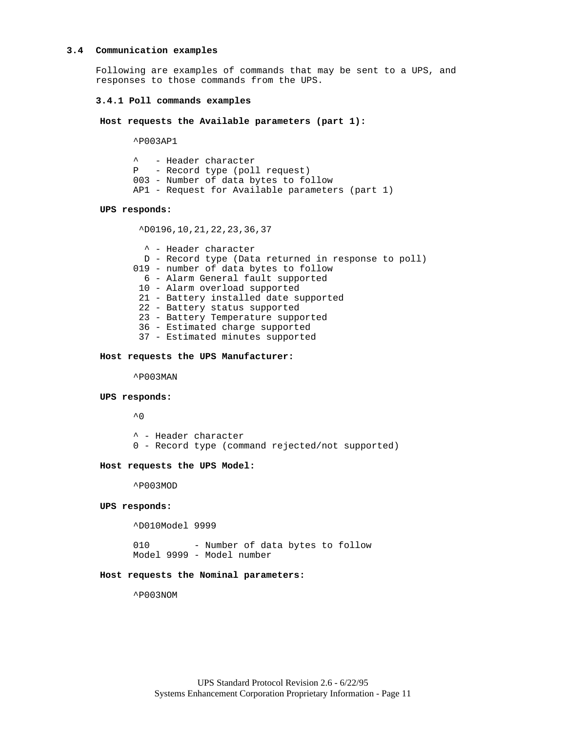## 3.4 Communication examples

Following are examples of commands that may be sent to a UPS, and responses to those commands from the UPS.

### 3.4.1 Poll commands examples

**Host requests the Available parameters (part 1):**

```
^P003AP1

^   - Header character
P   - Record type (poll request)
003 - Number of data bytes to follow
AP1 - Request for Available parameters (part 1)
```

**UPS responds:**

```
 ^D0196,10,21,22,23,36,37

  ^ - Header character
  D - Record type (Data returned in response to poll)
019 - number of data bytes to follow
  6 - Alarm General fault supported
 10 - Alarm overload supported
 21 - Battery installed date supported
 22 - Battery status supported
 23 - Battery Temperature supported
 36 - Estimated charge supported
 37 - Estimated minutes supported
```

**Host requests the UPS Manufacturer:**

```
^P003MAN
```

**UPS responds:**

```
^0

^ - Header character
0 - Record type (command rejected/not supported)
```

**Host requests the UPS Model:**

```
^P003MOD
```

**UPS responds:**

```
^D010Model 9999

010        - Number of data bytes to follow
Model 9999 - Model number
```

**Host requests the Nominal parameters:**

```
^P003NOM
```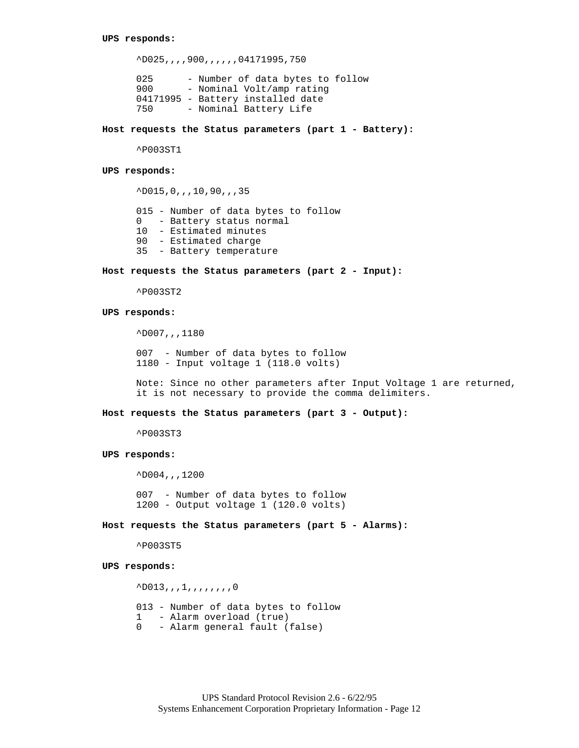**UPS responds:**

```
^D025,,,,900,,,,,,04171995,750

025      - Number of data bytes to follow
900      - Nominal Volt/amp rating
04171995 - Battery installed date
750      - Nominal Battery Life
```

**Host requests the Status parameters (part 1 - Battery):**

```
^P003ST1
```

**UPS responds:**

```
^D015,0,,,10,90,,,35

015 - Number of data bytes to follow
0   - Battery status normal
10  - Estimated minutes
90  - Estimated charge
35  - Battery temperature
```

**Host requests the Status parameters (part 2 - Input):**

```
^P003ST2
```

**UPS responds:**

```
^D007,,,1180

007  - Number of data bytes to follow
1180 - Input voltage 1 (118.0 volts)

Note: Since no other parameters after Input Voltage 1 are returned,
it is not necessary to provide the comma delimiters.
```

**Host requests the Status parameters (part 3 - Output):**

```
^P003ST3
```

**UPS responds:**

```
^D004,,,1200

007  - Number of data bytes to follow
1200 - Output voltage 1 (120.0 volts)
```

**Host requests the Status parameters (part 5 - Alarms):**

```
^P003ST5
```

**UPS responds:**

```
^D013,,,1,,,,,,,,0

013 - Number of data bytes to follow
1   - Alarm overload (true)
0   - Alarm general fault (false)
```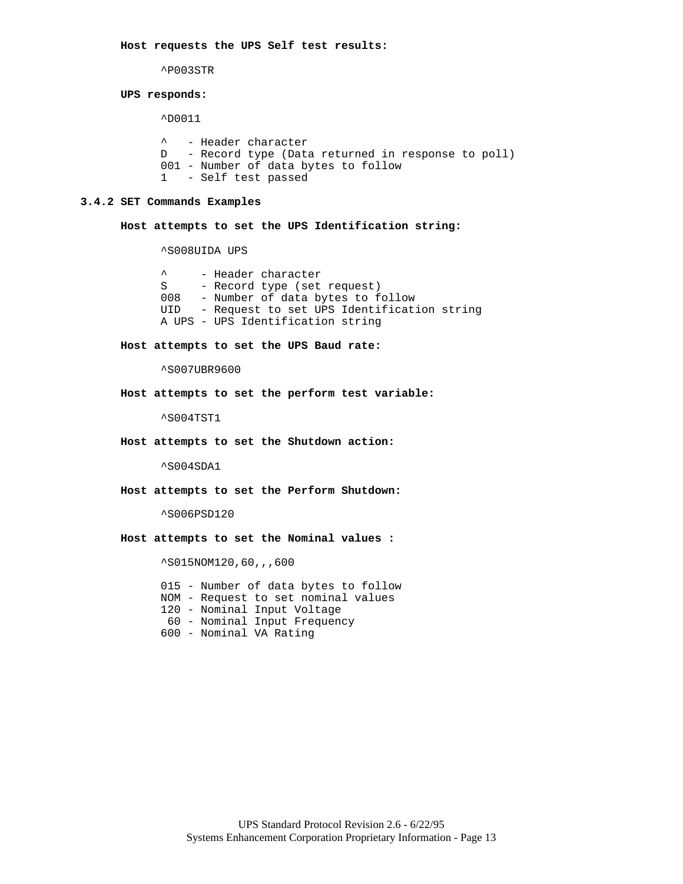**Host requests the UPS Self test results:**

```
^P003STR
```

**UPS responds:**

```
^D0011

^   - Header character
D   - Record type (Data returned in response to poll)
001 - Number of data bytes to follow
1   - Self test passed
```

### 3.4.2 SET Commands Examples

**Host attempts to set the UPS Identification string:**

```
^S008UIDA UPS

^     - Header character
S     - Record type (set request)
008   - Number of data bytes to follow
UID   - Request to set UPS Identification string
A UPS - UPS Identification string
```

**Host attempts to set the UPS Baud rate:**

```
^S007UBR9600
```

**Host attempts to set the perform test variable:**

```
^S004TST1
```

**Host attempts to set the Shutdown action:**

```
^S004SDA1
```

**Host attempts to set the Perform Shutdown:**

```
^S006PSD120
```

**Host attempts to set the Nominal values :**

```
^S015NOM120,60,,,600

015 - Number of data bytes to follow
NOM - Request to set nominal values
120 - Nominal Input Voltage
 60 - Nominal Input Frequency
600 - Nominal VA Rating
```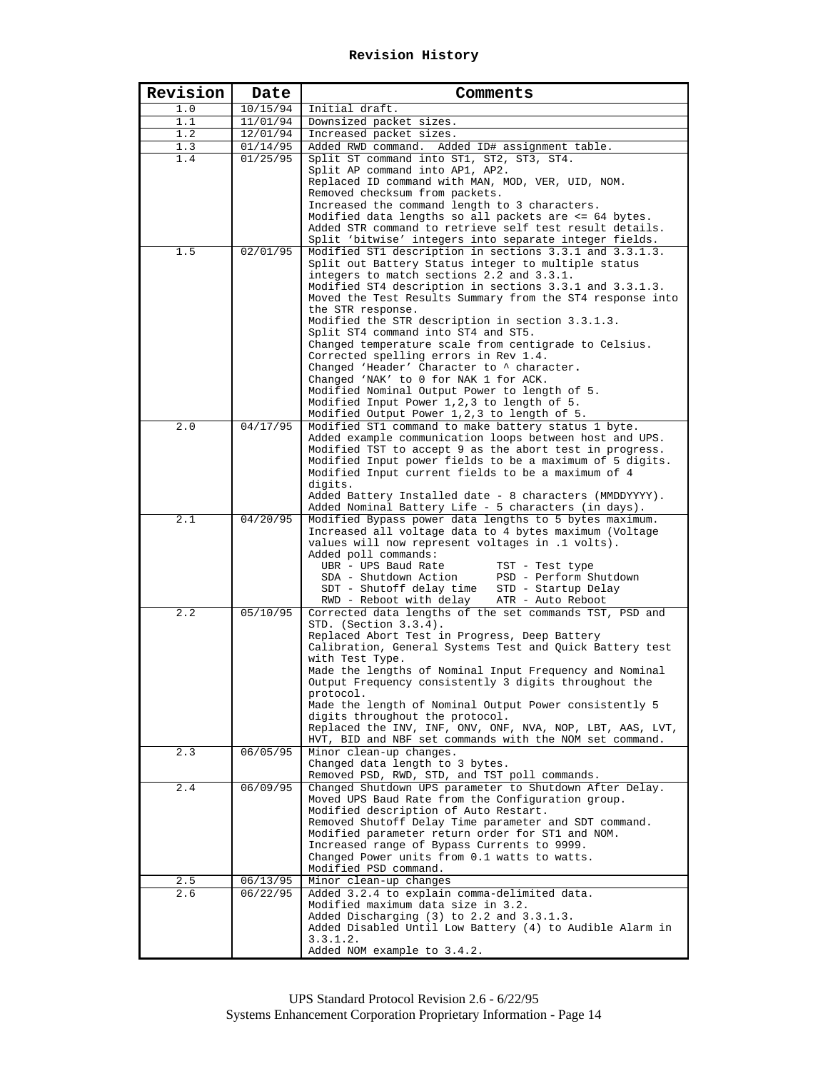# Revision History

| Revision | Date | Comments |
|---|---|---|
| 1.0 | 10/15/94 | Initial draft. |
| 1.1 | 11/01/94 | Downsized packet sizes. |
| 1.2 | 12/01/94 | Increased packet sizes. |
| 1.3 | 01/14/95 | Added RWD command. Added ID# assignment table. |
| 1.4 | 01/25/95 | Split ST command into ST1, ST2, ST3, ST4.<br>Split AP command into AP1, AP2.<br>Replaced ID command with MAN, MOD, VER, UID, NOM.<br>Removed checksum from packets.<br>Increased the command length to 3 characters.<br>Modified data lengths so all packets are <= 64 bytes.<br>Added STR command to retrieve self test result details.<br>Split 'bitwise' integers into separate integer fields. |
| 1.5 | 02/01/95 | Modified ST1 description in sections 3.3.1 and 3.3.1.3.<br>Split out Battery Status integer to multiple status integers to match sections 2.2 and 3.3.1.<br>Modified ST4 description in sections 3.3.1 and 3.3.1.3.<br>Moved the Test Results Summary from the ST4 response into the STR response.<br>Modified the STR description in section 3.3.1.3.<br>Split ST4 command into ST4 and ST5.<br>Changed temperature scale from centigrade to Celsius.<br>Corrected spelling errors in Rev 1.4.<br>Changed 'Header' Character to ^ character.<br>Changed 'NAK' to 0 for NAK 1 for ACK.<br>Modified Nominal Output Power to length of 5.<br>Modified Input Power 1,2,3 to length of 5.<br>Modified Output Power 1,2,3 to length of 5. |
| 2.0 | 04/17/95 | Modified ST1 command to make battery status 1 byte.<br>Added example communication loops between host and UPS.<br>Modified TST to accept 9 as the abort test in progress.<br>Modified Input power fields to be a maximum of 5 digits.<br>Modified Input current fields to be a maximum of 4 digits.<br>Added Battery Installed date - 8 characters (MMDDYYYY).<br>Added Nominal Battery Life - 5 characters (in days). |
| 2.1 | 04/20/95 | Modified Bypass power data lengths to 5 bytes maximum.<br>Increased all voltage data to 4 bytes maximum (Voltage values will now represent voltages in .1 volts).<br>Added poll commands:<br>UBR - UPS Baud Rate &nbsp;&nbsp; TST - Test type<br>SDA - Shutdown Action &nbsp;&nbsp; PSD - Perform Shutdown<br>SDT - Shutoff delay time &nbsp;&nbsp; STD - Startup Delay<br>RWD - Reboot with delay &nbsp;&nbsp; ATR - Auto Reboot |
| 2.2 | 05/10/95 | Corrected data lengths of the set commands TST, PSD and STD. (Section 3.3.4).<br>Replaced Abort Test in Progress, Deep Battery Calibration, General Systems Test and Quick Battery test with Test Type.<br>Made the lengths of Nominal Input Frequency and Nominal Output Frequency consistently 3 digits throughout the protocol.<br>Made the length of Nominal Output Power consistently 5 digits throughout the protocol.<br>Replaced the INV, INF, ONV, ONF, NVA, NOP, LBT, AAS, LVT, HVT, BID and NBF set commands with the NOM set command. |
| 2.3 | 06/05/95 | Minor clean-up changes.<br>Changed data length to 3 bytes.<br>Removed PSD, RWD, STD, and TST poll commands. |
| 2.4 | 06/09/95 | Changed Shutdown UPS parameter to Shutdown After Delay.<br>Moved UPS Baud Rate from the Configuration group.<br>Modified description of Auto Restart.<br>Removed Shutoff Delay Time parameter and SDT command.<br>Modified parameter return order for ST1 and NOM.<br>Increased range of Bypass Currents to 9999.<br>Changed Power units from 0.1 watts to watts.<br>Modified PSD command. |
| 2.5 | 06/13/95 | Minor clean-up changes |
| 2.6 | 06/22/95 | Added 3.2.4 to explain comma-delimited data.<br>Modified maximum data size in 3.2.<br>Added Discharging (3) to 2.2 and 3.3.1.3.<br>Added Disabled Until Low Battery (4) to Audible Alarm in 3.3.1.2.<br>Added NOM example to 3.4.2. |